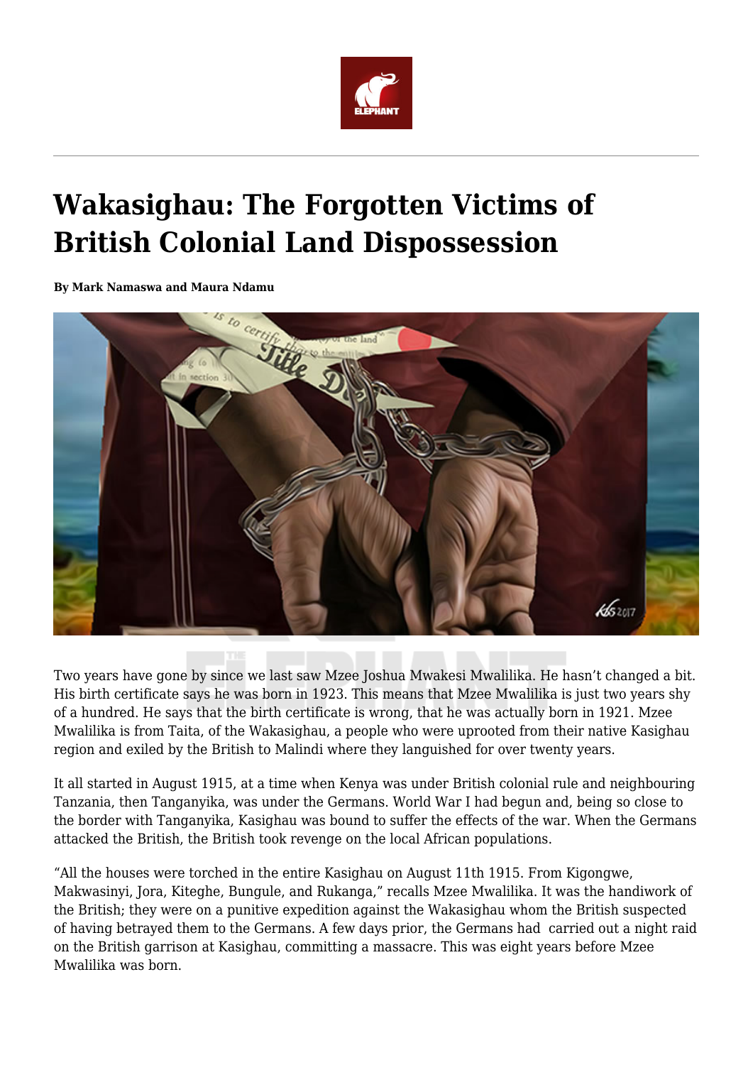# Wakasighau: The Forgotten Victims of British Colonial Land Dispossession

**By Mark Namaswa and Maura Ndamu**

Two years have gone by since we last saw Mzee Joshua Mwakesi Mwalilika. He hasn't changed a bit. His birth certificate says he was born in 1923. This means that Mzee Mwalilika is just two years shy of a hundred. He says that the birth certificate is wrong, that he was actually born in 1921. Mzee Mwalilika is from Taita, of the Wakasighau, a people who were uprooted from their native Kasighau region and exiled by the British to Malindi where they languished for over twenty years.

It all started in August 1915, at a time when Kenya was under British colonial rule and neighbouring Tanzania, then Tanganyika, was under the Germans. World War I had begun and, being so close to the border with Tanganyika, Kasighau was bound to suffer the effects of the war. When the Germans attacked the British, the British took revenge on the local African populations.

"All the houses were torched in the entire Kasighau on August 11th 1915. From Kigongwe, Makwasinyi, Jora, Kiteghe, Bungule, and Rukanga," recalls Mzee Mwalilika. It was the handiwork of the British; they were on a punitive expedition against the Wakasighau whom the British suspected of having betrayed them to the Germans. A few days prior, the Germans had carried out a night raid on the British garrison at Kasighau, committing a massacre. This was eight years before Mzee Mwalilika was born.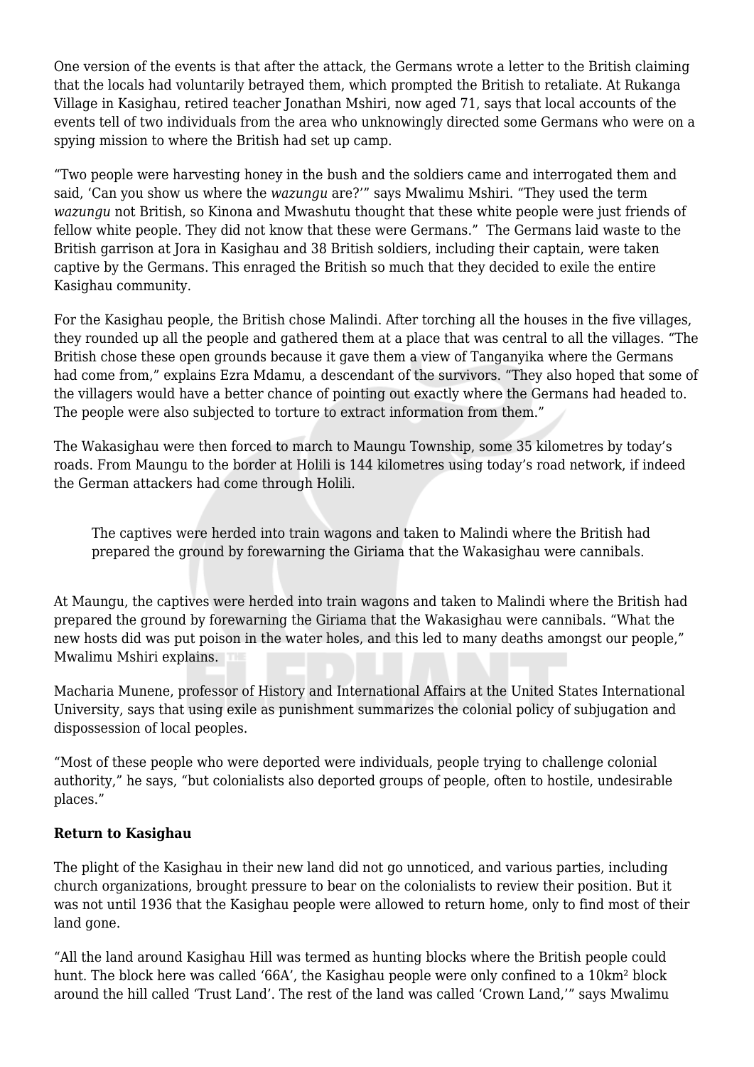One version of the events is that after the attack, the Germans wrote a letter to the British claiming that the locals had voluntarily betrayed them, which prompted the British to retaliate. At Rukanga Village in Kasighau, retired teacher Jonathan Mshiri, now aged 71, says that local accounts of the events tell of two individuals from the area who unknowingly directed some Germans who were on a spying mission to where the British had set up camp.

"Two people were harvesting honey in the bush and the soldiers came and interrogated them and said, 'Can you show us where the *wazungu* are?'" says Mwalimu Mshiri. "They used the term *wazungu* not British, so Kinona and Mwashutu thought that these white people were just friends of fellow white people. They did not know that these were Germans." The Germans laid waste to the British garrison at Jora in Kasighau and 38 British soldiers, including their captain, were taken captive by the Germans. This enraged the British so much that they decided to exile the entire Kasighau community.

For the Kasighau people, the British chose Malindi. After torching all the houses in the five villages, they rounded up all the people and gathered them at a place that was central to all the villages. "The British chose these open grounds because it gave them a view of Tanganyika where the Germans had come from," explains Ezra Mdamu, a descendant of the survivors. "They also hoped that some of the villagers would have a better chance of pointing out exactly where the Germans had headed to. The people were also subjected to torture to extract information from them."

The Wakasighau were then forced to march to Maungu Township, some 35 kilometres by today's roads. From Maungu to the border at Holili is 144 kilometres using today's road network, if indeed the German attackers had come through Holili.

> The captives were herded into train wagons and taken to Malindi where the British had prepared the ground by forewarning the Giriama that the Wakasighau were cannibals.

At Maungu, the captives were herded into train wagons and taken to Malindi where the British had prepared the ground by forewarning the Giriama that the Wakasighau were cannibals. "What the new hosts did was put poison in the water holes, and this led to many deaths amongst our people," Mwalimu Mshiri explains.

Macharia Munene, professor of History and International Affairs at the United States International University, says that using exile as punishment summarizes the colonial policy of subjugation and dispossession of local peoples.

"Most of these people who were deported were individuals, people trying to challenge colonial authority," he says, "but colonialists also deported groups of people, often to hostile, undesirable places."

**Return to Kasighau**

The plight of the Kasighau in their new land did not go unnoticed, and various parties, including church organizations, brought pressure to bear on the colonialists to review their position. But it was not until 1936 that the Kasighau people were allowed to return home, only to find most of their land gone.

"All the land around Kasighau Hill was termed as hunting blocks where the British people could hunt. The block here was called '66A', the Kasighau people were only confined to a 10km² block around the hill called 'Trust Land'. The rest of the land was called 'Crown Land,'" says Mwalimu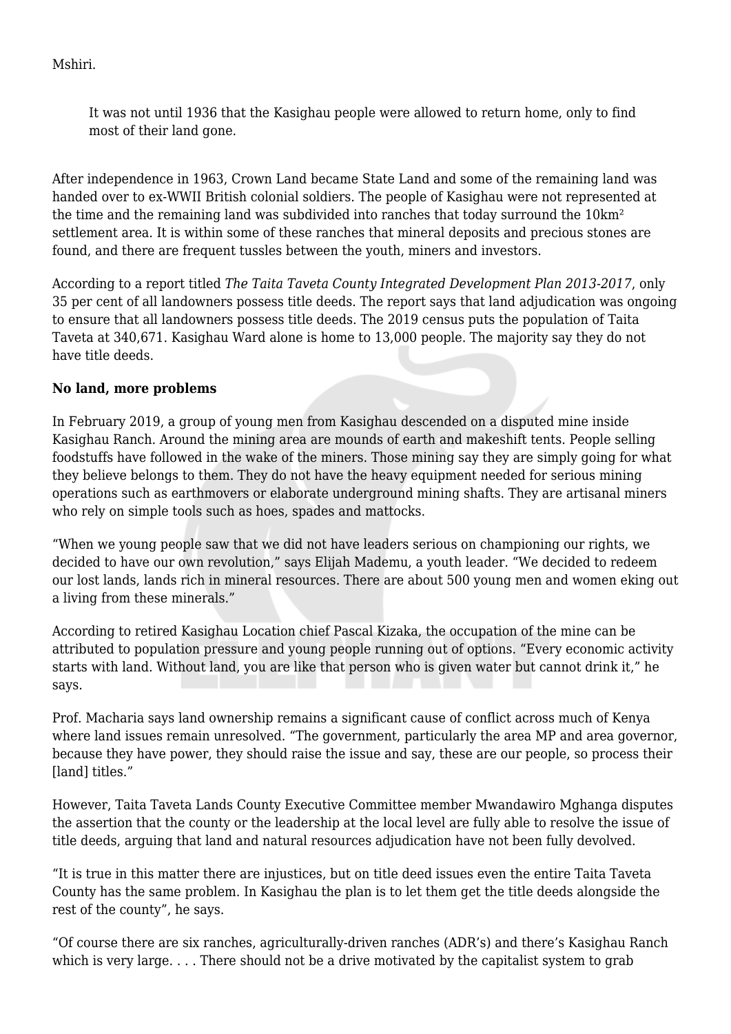Mshiri.

> It was not until 1936 that the Kasighau people were allowed to return home, only to find most of their land gone.

After independence in 1963, Crown Land became State Land and some of the remaining land was handed over to ex-WWII British colonial soldiers. The people of Kasighau were not represented at the time and the remaining land was subdivided into ranches that today surround the 10km² settlement area. It is within some of these ranches that mineral deposits and precious stones are found, and there are frequent tussles between the youth, miners and investors.

According to a report titled *The Taita Taveta County Integrated Development Plan 2013-2017*, only 35 per cent of all landowners possess title deeds. The report says that land adjudication was ongoing to ensure that all landowners possess title deeds. The 2019 census puts the population of Taita Taveta at 340,671. Kasighau Ward alone is home to 13,000 people. The majority say they do not have title deeds.

**No land, more problems**

In February 2019, a group of young men from Kasighau descended on a disputed mine inside Kasighau Ranch. Around the mining area are mounds of earth and makeshift tents. People selling foodstuffs have followed in the wake of the miners. Those mining say they are simply going for what they believe belongs to them. They do not have the heavy equipment needed for serious mining operations such as earthmovers or elaborate underground mining shafts. They are artisanal miners who rely on simple tools such as hoes, spades and mattocks.

"When we young people saw that we did not have leaders serious on championing our rights, we decided to have our own revolution," says Elijah Mademu, a youth leader. "We decided to redeem our lost lands, lands rich in mineral resources. There are about 500 young men and women eking out a living from these minerals."

According to retired Kasighau Location chief Pascal Kizaka, the occupation of the mine can be attributed to population pressure and young people running out of options. "Every economic activity starts with land. Without land, you are like that person who is given water but cannot drink it," he says.

Prof. Macharia says land ownership remains a significant cause of conflict across much of Kenya where land issues remain unresolved. "The government, particularly the area MP and area governor, because they have power, they should raise the issue and say, these are our people, so process their [land] titles."

However, Taita Taveta Lands County Executive Committee member Mwandawiro Mghanga disputes the assertion that the county or the leadership at the local level are fully able to resolve the issue of title deeds, arguing that land and natural resources adjudication have not been fully devolved.

"It is true in this matter there are injustices, but on title deed issues even the entire Taita Taveta County has the same problem. In Kasighau the plan is to let them get the title deeds alongside the rest of the county", he says.

"Of course there are six ranches, agriculturally-driven ranches (ADR's) and there's Kasighau Ranch which is very large. . . . There should not be a drive motivated by the capitalist system to grab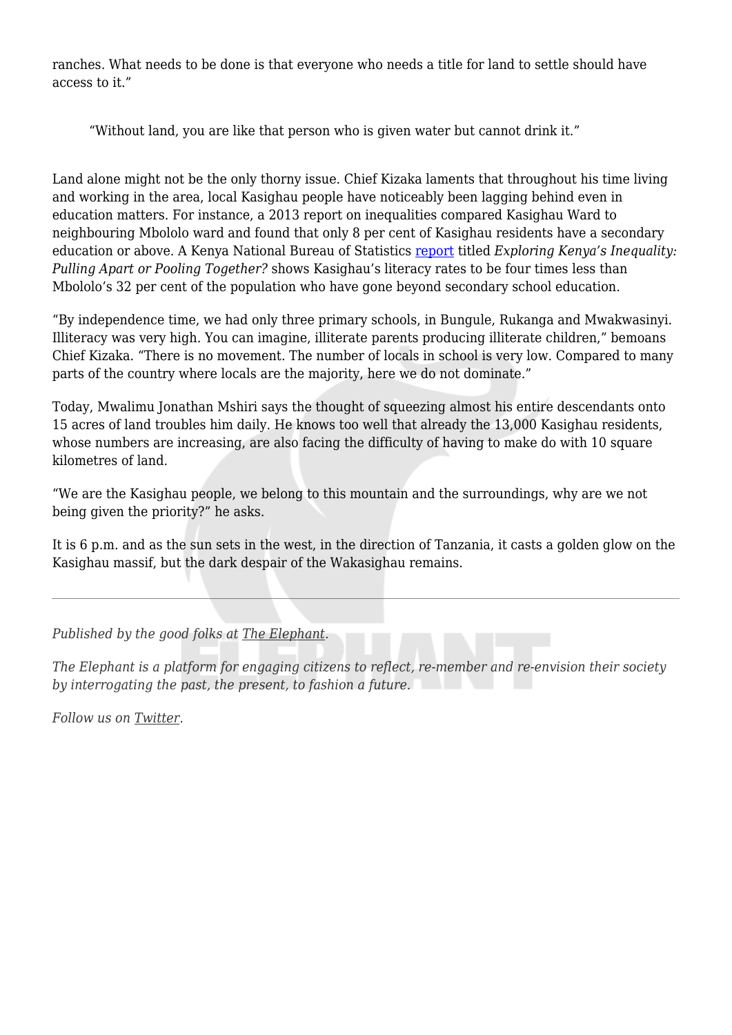ranches. What needs to be done is that everyone who needs a title for land to settle should have access to it."

> "Without land, you are like that person who is given water but cannot drink it."

Land alone might not be the only thorny issue. Chief Kizaka laments that throughout his time living and working in the area, local Kasighau people have noticeably been lagging behind even in education matters. For instance, a 2013 report on inequalities compared Kasighau Ward to neighbouring Mbololo ward and found that only 8 per cent of Kasighau residents have a secondary education or above. A Kenya National Bureau of Statistics report titled *Exploring Kenya's Inequality: Pulling Apart or Pooling Together?* shows Kasighau's literacy rates to be four times less than Mbololo's 32 per cent of the population who have gone beyond secondary school education.

"By independence time, we had only three primary schools, in Bungule, Rukanga and Mwakwasinyi. Illiteracy was very high. You can imagine, illiterate parents producing illiterate children," bemoans Chief Kizaka. "There is no movement. The number of locals in school is very low. Compared to many parts of the country where locals are the majority, here we do not dominate."

Today, Mwalimu Jonathan Mshiri says the thought of squeezing almost his entire descendants onto 15 acres of land troubles him daily. He knows too well that already the 13,000 Kasighau residents, whose numbers are increasing, are also facing the difficulty of having to make do with 10 square kilometres of land.

"We are the Kasighau people, we belong to this mountain and the surroundings, why are we not being given the priority?" he asks.

It is 6 p.m. and as the sun sets in the west, in the direction of Tanzania, it casts a golden glow on the Kasighau massif, but the dark despair of the Wakasighau remains.

---

*Published by the good folks at The Elephant.*

*The Elephant is a platform for engaging citizens to reflect, re-member and re-envision their society by interrogating the past, the present, to fashion a future.*

*Follow us on Twitter.*